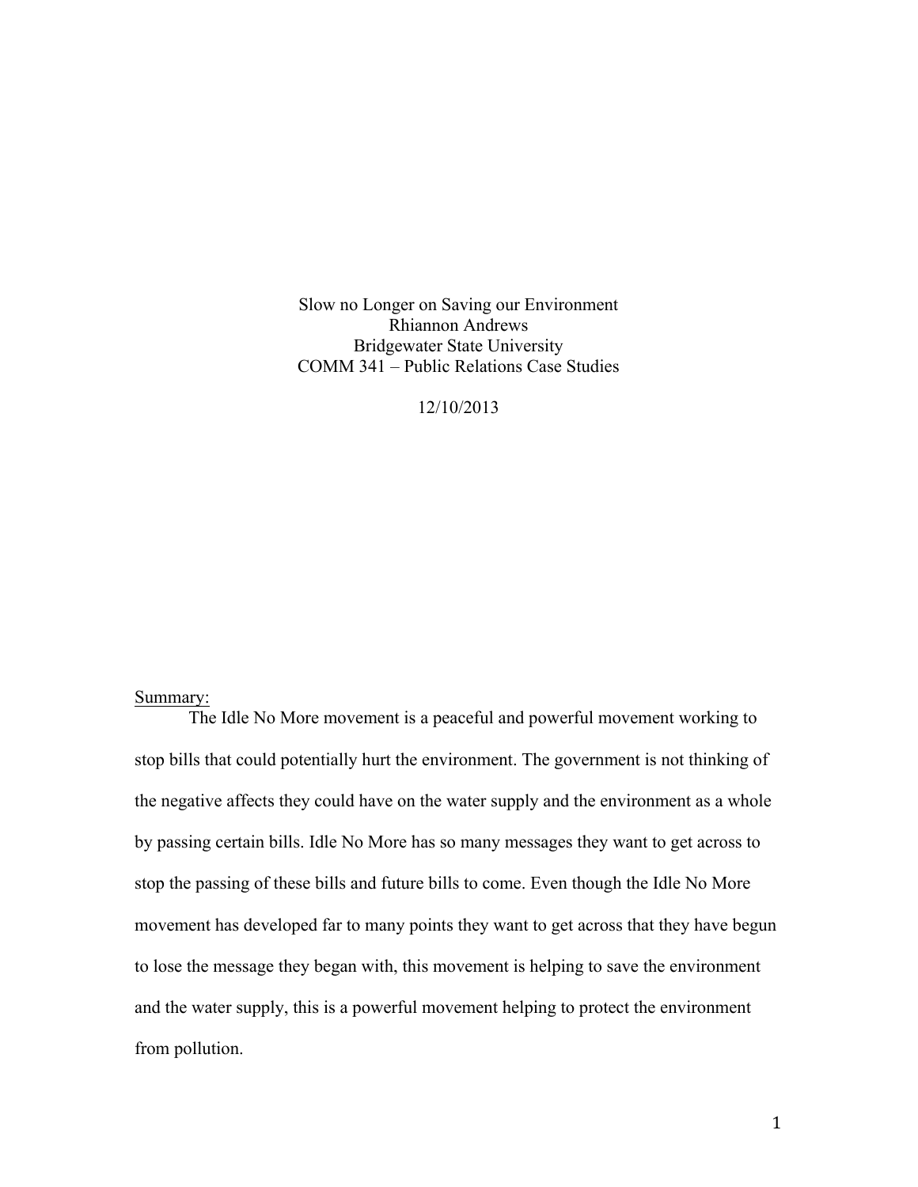Slow no Longer on Saving our Environment

Rhiannon Andrews

Bridgewater State University

COMM 341 – Public Relations Case Studies

12/10/2013

Summary:

The Idle No More movement is a peaceful and powerful movement working to stop bills that could potentially hurt the environment. The government is not thinking of the negative affects they could have on the water supply and the environment as a whole by passing certain bills. Idle No More has so many messages they want to get across to stop the passing of these bills and future bills to come. Even though the Idle No More movement has developed far to many points they want to get across that they have begun to lose the message they began with, this movement is helping to save the environment and the water supply, this is a powerful movement helping to protect the environment from pollution.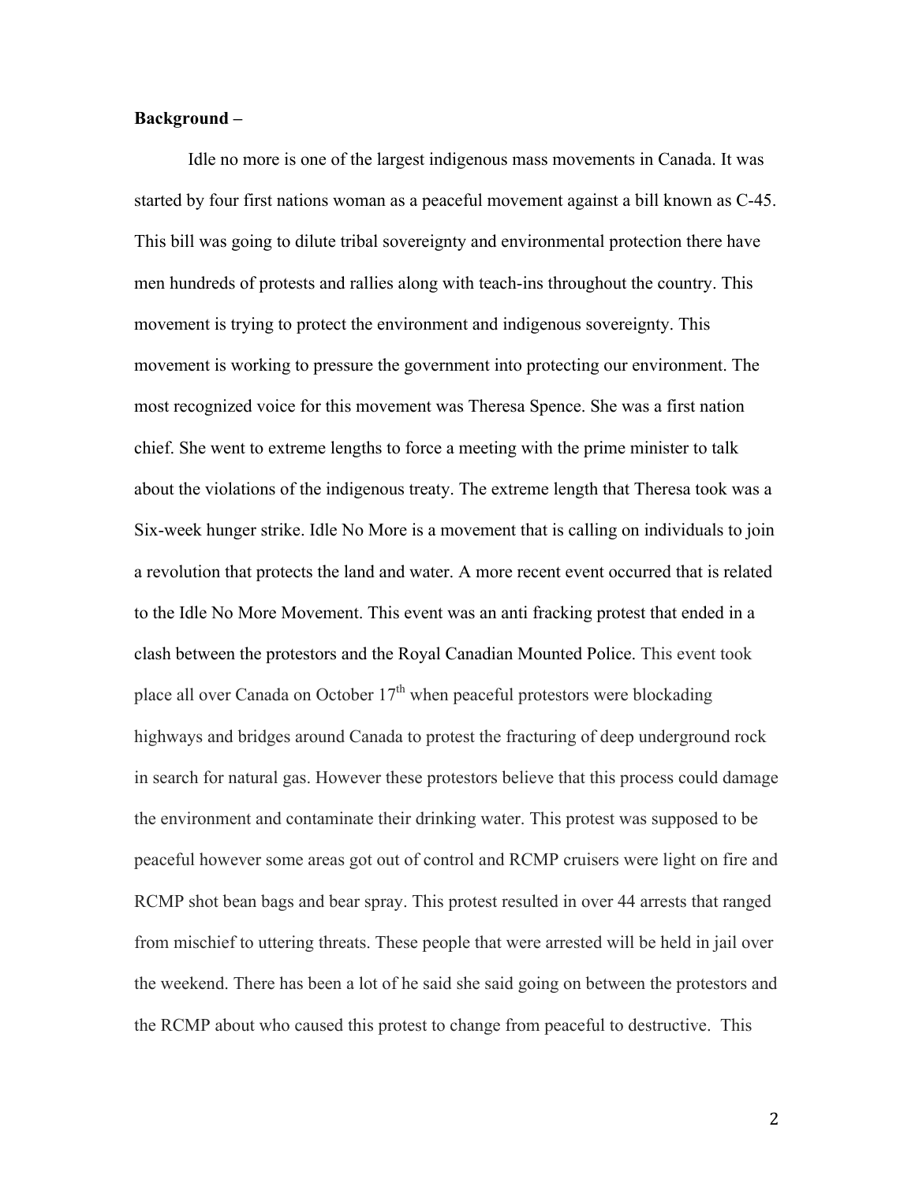**Background –**

Idle no more is one of the largest indigenous mass movements in Canada. It was started by four first nations woman as a peaceful movement against a bill known as C-45. This bill was going to dilute tribal sovereignty and environmental protection there have men hundreds of protests and rallies along with teach-ins throughout the country. This movement is trying to protect the environment and indigenous sovereignty. This movement is working to pressure the government into protecting our environment. The most recognized voice for this movement was Theresa Spence. She was a first nation chief. She went to extreme lengths to force a meeting with the prime minister to talk about the violations of the indigenous treaty. The extreme length that Theresa took was a Six-week hunger strike. Idle No More is a movement that is calling on individuals to join a revolution that protects the land and water. A more recent event occurred that is related to the Idle No More Movement. This event was an anti fracking protest that ended in a clash between the protestors and the Royal Canadian Mounted Police. This event took place all over Canada on October 17th when peaceful protestors were blockading highways and bridges around Canada to protest the fracturing of deep underground rock in search for natural gas. However these protestors believe that this process could damage the environment and contaminate their drinking water. This protest was supposed to be peaceful however some areas got out of control and RCMP cruisers were light on fire and RCMP shot bean bags and bear spray. This protest resulted in over 44 arrests that ranged from mischief to uttering threats. These people that were arrested will be held in jail over the weekend. There has been a lot of he said she said going on between the protestors and the RCMP about who caused this protest to change from peaceful to destructive. This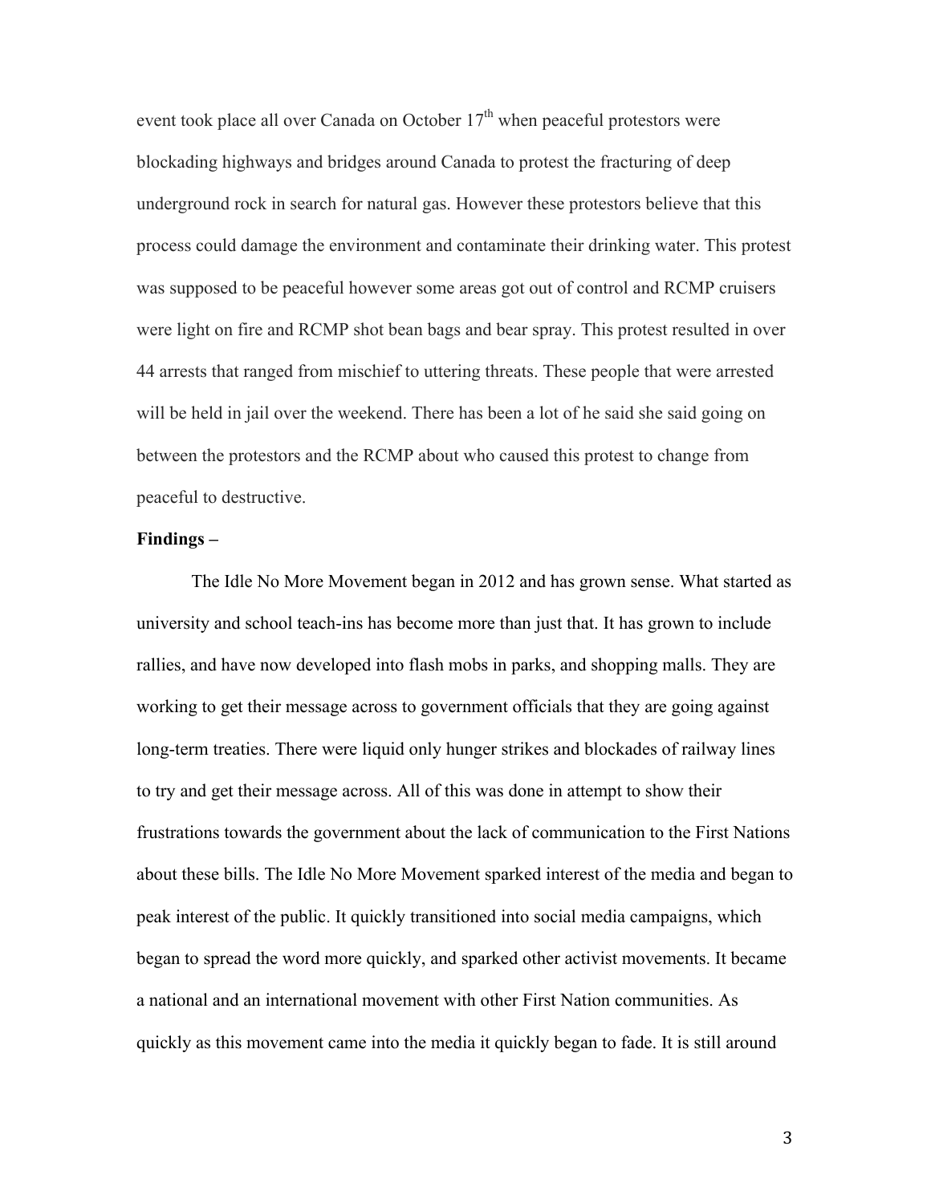event took place all over Canada on October 17th when peaceful protestors were blockading highways and bridges around Canada to protest the fracturing of deep underground rock in search for natural gas. However these protestors believe that this process could damage the environment and contaminate their drinking water. This protest was supposed to be peaceful however some areas got out of control and RCMP cruisers were light on fire and RCMP shot bean bags and bear spray. This protest resulted in over 44 arrests that ranged from mischief to uttering threats. These people that were arrested will be held in jail over the weekend. There has been a lot of he said she said going on between the protestors and the RCMP about who caused this protest to change from peaceful to destructive.

**Findings –**

The Idle No More Movement began in 2012 and has grown sense. What started as university and school teach-ins has become more than just that. It has grown to include rallies, and have now developed into flash mobs in parks, and shopping malls. They are working to get their message across to government officials that they are going against long-term treaties. There were liquid only hunger strikes and blockades of railway lines to try and get their message across. All of this was done in attempt to show their frustrations towards the government about the lack of communication to the First Nations about these bills. The Idle No More Movement sparked interest of the media and began to peak interest of the public. It quickly transitioned into social media campaigns, which began to spread the word more quickly, and sparked other activist movements. It became a national and an international movement with other First Nation communities. As quickly as this movement came into the media it quickly began to fade. It is still around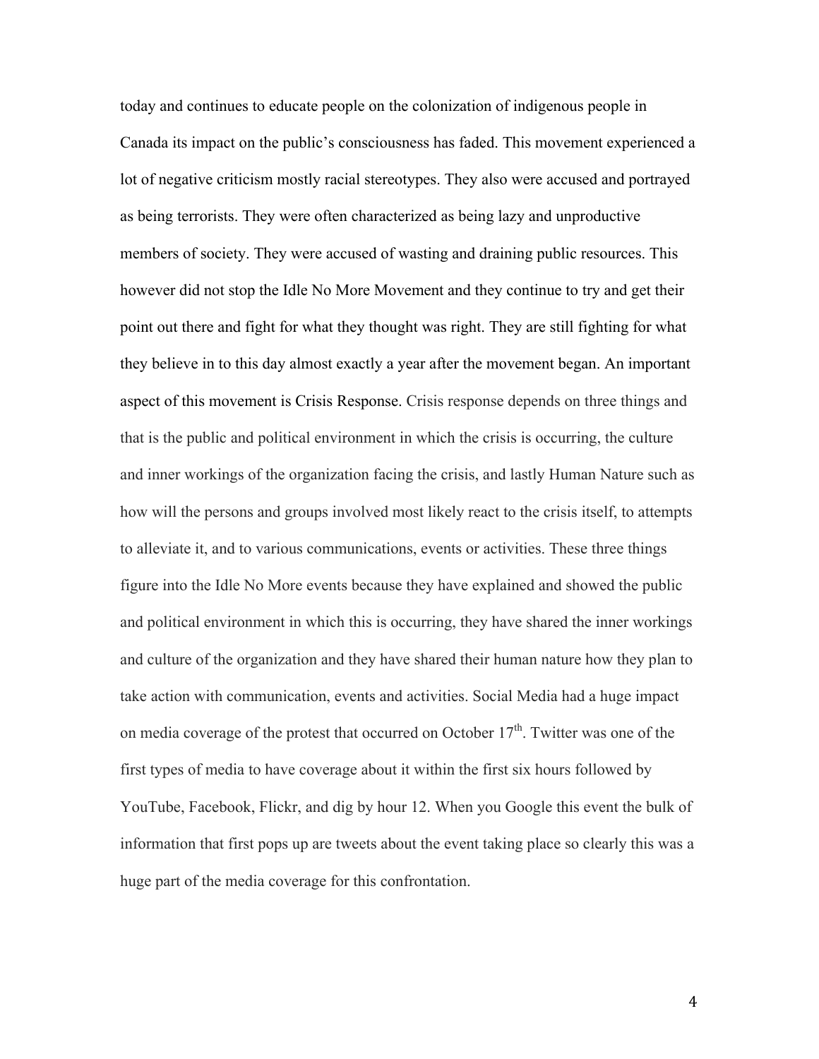today and continues to educate people on the colonization of indigenous people in Canada its impact on the public's consciousness has faded. This movement experienced a lot of negative criticism mostly racial stereotypes. They also were accused and portrayed as being terrorists. They were often characterized as being lazy and unproductive members of society. They were accused of wasting and draining public resources. This however did not stop the Idle No More Movement and they continue to try and get their point out there and fight for what they thought was right. They are still fighting for what they believe in to this day almost exactly a year after the movement began. An important aspect of this movement is Crisis Response. Crisis response depends on three things and that is the public and political environment in which the crisis is occurring, the culture and inner workings of the organization facing the crisis, and lastly Human Nature such as how will the persons and groups involved most likely react to the crisis itself, to attempts to alleviate it, and to various communications, events or activities. These three things figure into the Idle No More events because they have explained and showed the public and political environment in which this is occurring, they have shared the inner workings and culture of the organization and they have shared their human nature how they plan to take action with communication, events and activities. Social Media had a huge impact on media coverage of the protest that occurred on October 17th. Twitter was one of the first types of media to have coverage about it within the first six hours followed by YouTube, Facebook, Flickr, and dig by hour 12. When you Google this event the bulk of information that first pops up are tweets about the event taking place so clearly this was a huge part of the media coverage for this confrontation.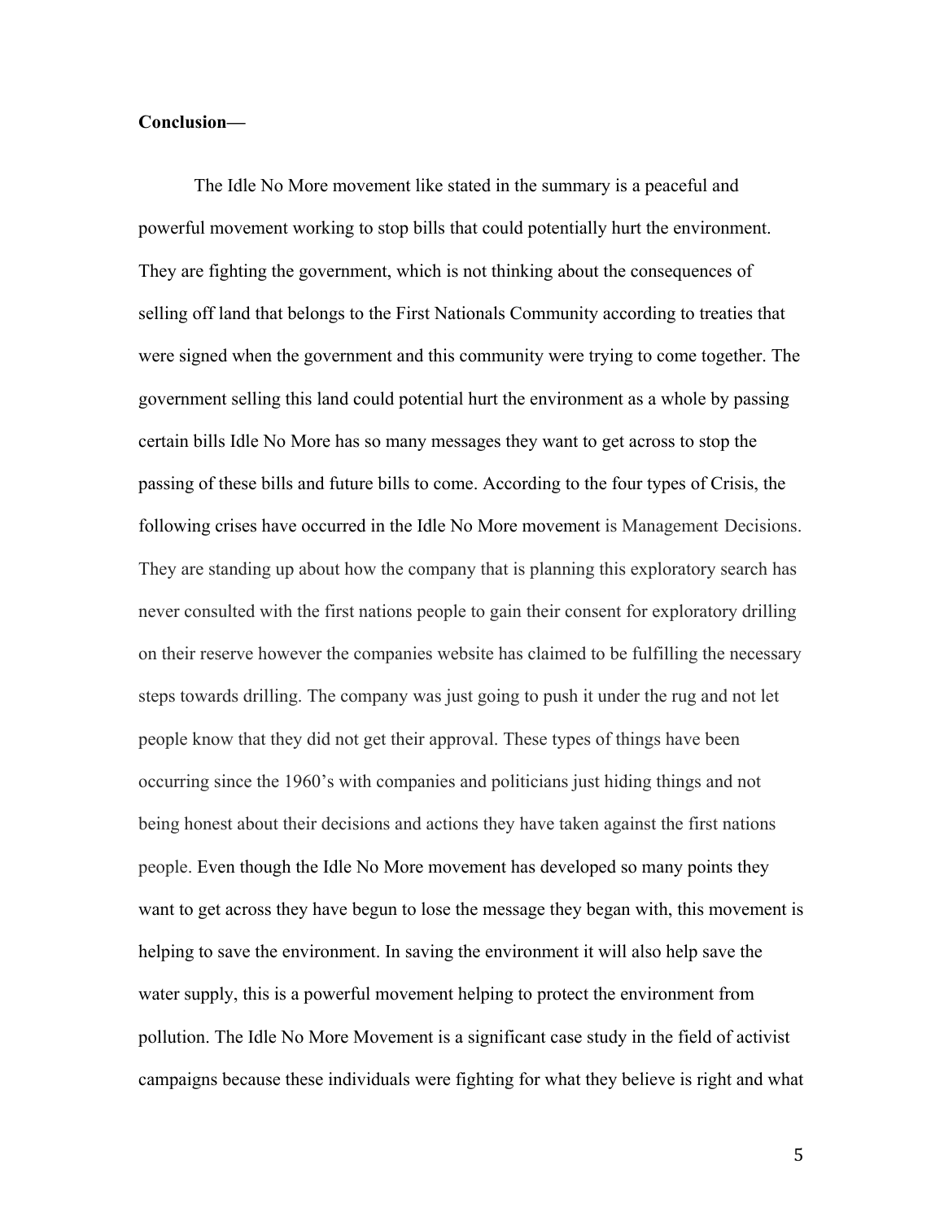**Conclusion—**

The Idle No More movement like stated in the summary is a peaceful and powerful movement working to stop bills that could potentially hurt the environment. They are fighting the government, which is not thinking about the consequences of selling off land that belongs to the First Nationals Community according to treaties that were signed when the government and this community were trying to come together. The government selling this land could potential hurt the environment as a whole by passing certain bills Idle No More has so many messages they want to get across to stop the passing of these bills and future bills to come. According to the four types of Crisis, the following crises have occurred in the Idle No More movement is Management Decisions. They are standing up about how the company that is planning this exploratory search has never consulted with the first nations people to gain their consent for exploratory drilling on their reserve however the companies website has claimed to be fulfilling the necessary steps towards drilling. The company was just going to push it under the rug and not let people know that they did not get their approval. These types of things have been occurring since the 1960's with companies and politicians just hiding things and not being honest about their decisions and actions they have taken against the first nations people. Even though the Idle No More movement has developed so many points they want to get across they have begun to lose the message they began with, this movement is helping to save the environment. In saving the environment it will also help save the water supply, this is a powerful movement helping to protect the environment from pollution. The Idle No More Movement is a significant case study in the field of activist campaigns because these individuals were fighting for what they believe is right and what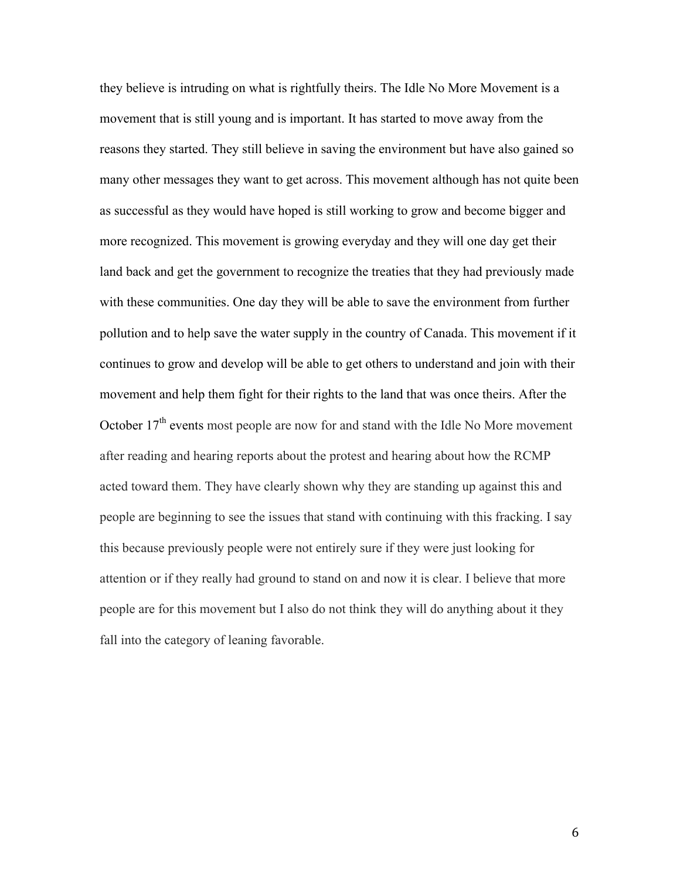they believe is intruding on what is rightfully theirs. The Idle No More Movement is a movement that is still young and is important. It has started to move away from the reasons they started. They still believe in saving the environment but have also gained so many other messages they want to get across. This movement although has not quite been as successful as they would have hoped is still working to grow and become bigger and more recognized. This movement is growing everyday and they will one day get their land back and get the government to recognize the treaties that they had previously made with these communities. One day they will be able to save the environment from further pollution and to help save the water supply in the country of Canada. This movement if it continues to grow and develop will be able to get others to understand and join with their movement and help them fight for their rights to the land that was once theirs. After the October 17th events most people are now for and stand with the Idle No More movement after reading and hearing reports about the protest and hearing about how the RCMP acted toward them. They have clearly shown why they are standing up against this and people are beginning to see the issues that stand with continuing with this fracking. I say this because previously people were not entirely sure if they were just looking for attention or if they really had ground to stand on and now it is clear. I believe that more people are for this movement but I also do not think they will do anything about it they fall into the category of leaning favorable.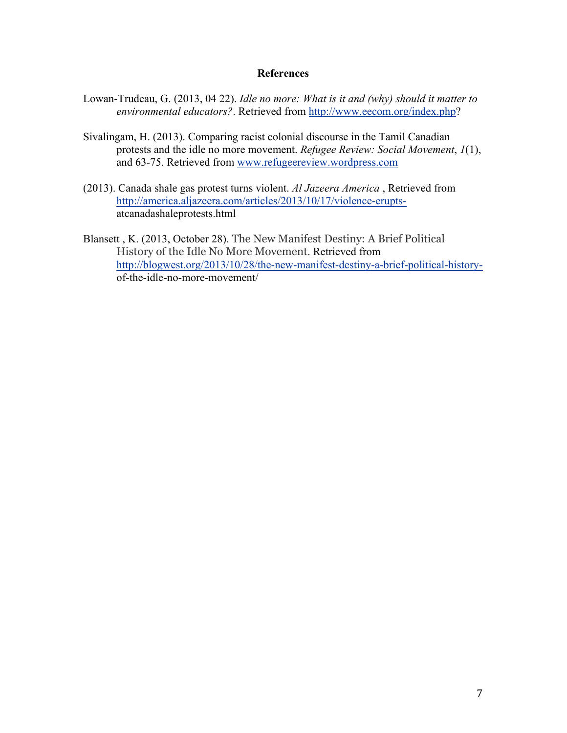# References

Lowan-Trudeau, G. (2013, 04 22). *Idle no more: What is it and (why) should it matter to environmental educators?*. Retrieved from http://www.eecom.org/index.php?

Sivalingam, H. (2013). Comparing racist colonial discourse in the Tamil Canadian protests and the idle no more movement. *Refugee Review: Social Movement*, *1*(1), and 63-75. Retrieved from www.refugeereview.wordpress.com

(2013). Canada shale gas protest turns violent. *Al Jazeera America* , Retrieved from http://america.aljazeera.com/articles/2013/10/17/violence-erupts-atcanadashaleprotests.html

Blansett , K. (2013, October 28). The New Manifest Destiny: A Brief Political History of the Idle No More Movement. Retrieved from http://blogwest.org/2013/10/28/the-new-manifest-destiny-a-brief-political-history-of-the-idle-no-more-movement/